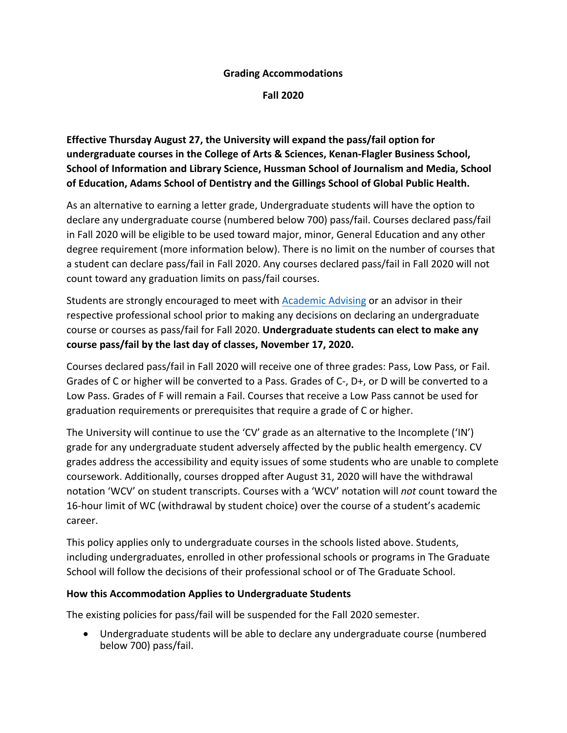# Grading Accommodations

## Fall 2020

**Effective Thursday August 27, the University will expand the pass/fail option for undergraduate courses in the College of Arts & Sciences, Kenan-Flagler Business School, School of Information and Library Science, Hussman School of Journalism and Media, School of Education, Adams School of Dentistry and the Gillings School of Global Public Health.**

As an alternative to earning a letter grade, Undergraduate students will have the option to declare any undergraduate course (numbered below 700) pass/fail. Courses declared pass/fail in Fall 2020 will be eligible to be used toward major, minor, General Education and any other degree requirement (more information below). There is no limit on the number of courses that a student can declare pass/fail in Fall 2020. Any courses declared pass/fail in Fall 2020 will not count toward any graduation limits on pass/fail courses.

Students are strongly encouraged to meet with Academic Advising or an advisor in their respective professional school prior to making any decisions on declaring an undergraduate course or courses as pass/fail for Fall 2020. **Undergraduate students can elect to make any course pass/fail by the last day of classes, November 17, 2020.**

Courses declared pass/fail in Fall 2020 will receive one of three grades: Pass, Low Pass, or Fail. Grades of C or higher will be converted to a Pass. Grades of C-, D+, or D will be converted to a Low Pass. Grades of F will remain a Fail. Courses that receive a Low Pass cannot be used for graduation requirements or prerequisites that require a grade of C or higher.

The University will continue to use the 'CV' grade as an alternative to the Incomplete ('IN') grade for any undergraduate student adversely affected by the public health emergency. CV grades address the accessibility and equity issues of some students who are unable to complete coursework. Additionally, courses dropped after August 31, 2020 will have the withdrawal notation 'WCV' on student transcripts. Courses with a 'WCV' notation will *not* count toward the 16-hour limit of WC (withdrawal by student choice) over the course of a student's academic career.

This policy applies only to undergraduate courses in the schools listed above. Students, including undergraduates, enrolled in other professional schools or programs in The Graduate School will follow the decisions of their professional school or of The Graduate School.

### How this Accommodation Applies to Undergraduate Students

The existing policies for pass/fail will be suspended for the Fall 2020 semester.

- Undergraduate students will be able to declare any undergraduate course (numbered below 700) pass/fail.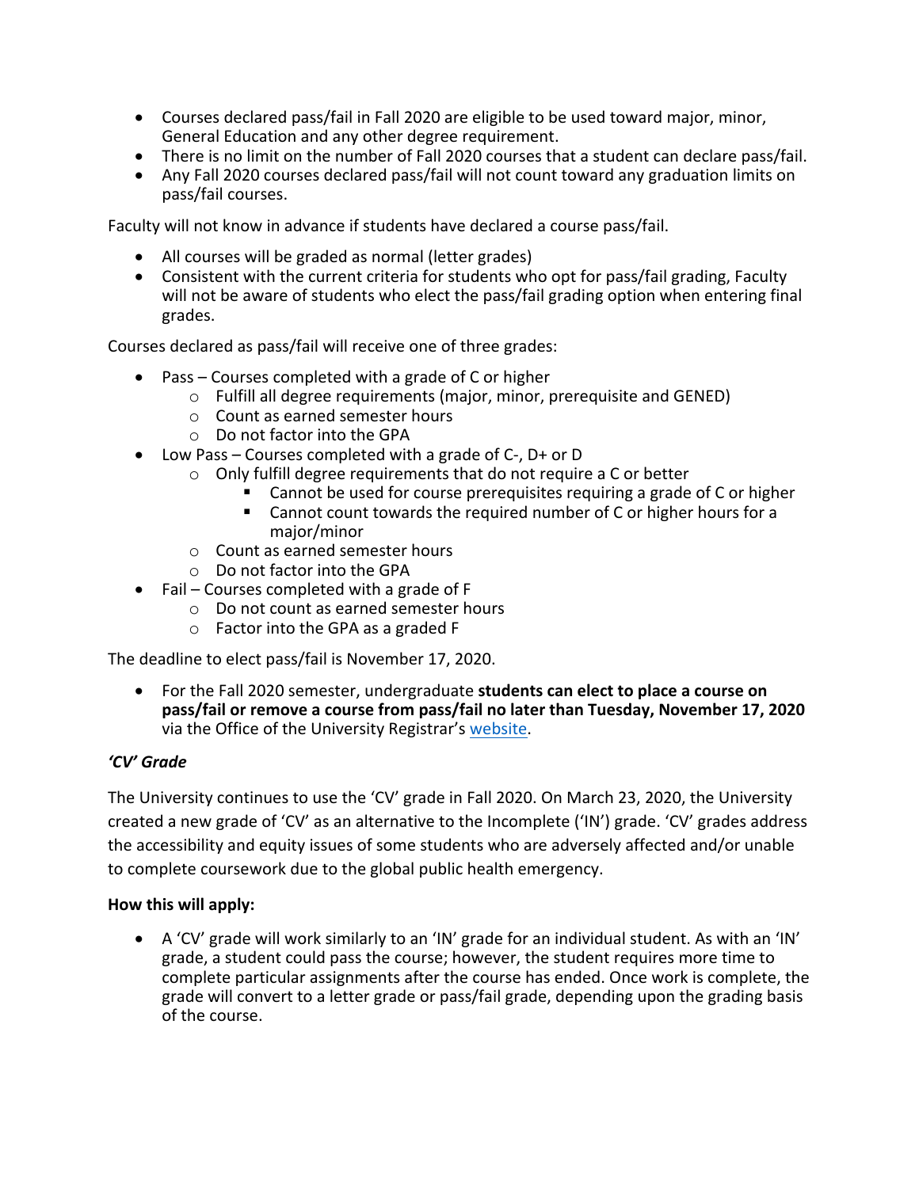- Courses declared pass/fail in Fall 2020 are eligible to be used toward major, minor, General Education and any other degree requirement.
- There is no limit on the number of Fall 2020 courses that a student can declare pass/fail.
- Any Fall 2020 courses declared pass/fail will not count toward any graduation limits on pass/fail courses.

Faculty will not know in advance if students have declared a course pass/fail.

- All courses will be graded as normal (letter grades)
- Consistent with the current criteria for students who opt for pass/fail grading, Faculty will not be aware of students who elect the pass/fail grading option when entering final grades.

Courses declared as pass/fail will receive one of three grades:

- Pass – Courses completed with a grade of C or higher
  - Fulfill all degree requirements (major, minor, prerequisite and GENED)
  - Count as earned semester hours
  - Do not factor into the GPA
- Low Pass – Courses completed with a grade of C-, D+ or D
  - Only fulfill degree requirements that do not require a C or better
    - Cannot be used for course prerequisites requiring a grade of C or higher
    - Cannot count towards the required number of C or higher hours for a major/minor
  - Count as earned semester hours
  - Do not factor into the GPA
- Fail – Courses completed with a grade of F
  - Do not count as earned semester hours
  - Factor into the GPA as a graded F

The deadline to elect pass/fail is November 17, 2020.

- For the Fall 2020 semester, undergraduate **students can elect to place a course on pass/fail or remove a course from pass/fail no later than Tuesday, November 17, 2020** via the Office of the University Registrar's website.

### *'CV' Grade*

The University continues to use the 'CV' grade in Fall 2020. On March 23, 2020, the University created a new grade of 'CV' as an alternative to the Incomplete ('IN') grade. 'CV' grades address the accessibility and equity issues of some students who are adversely affected and/or unable to complete coursework due to the global public health emergency.

**How this will apply:**

- A 'CV' grade will work similarly to an 'IN' grade for an individual student. As with an 'IN' grade, a student could pass the course; however, the student requires more time to complete particular assignments after the course has ended. Once work is complete, the grade will convert to a letter grade or pass/fail grade, depending upon the grading basis of the course.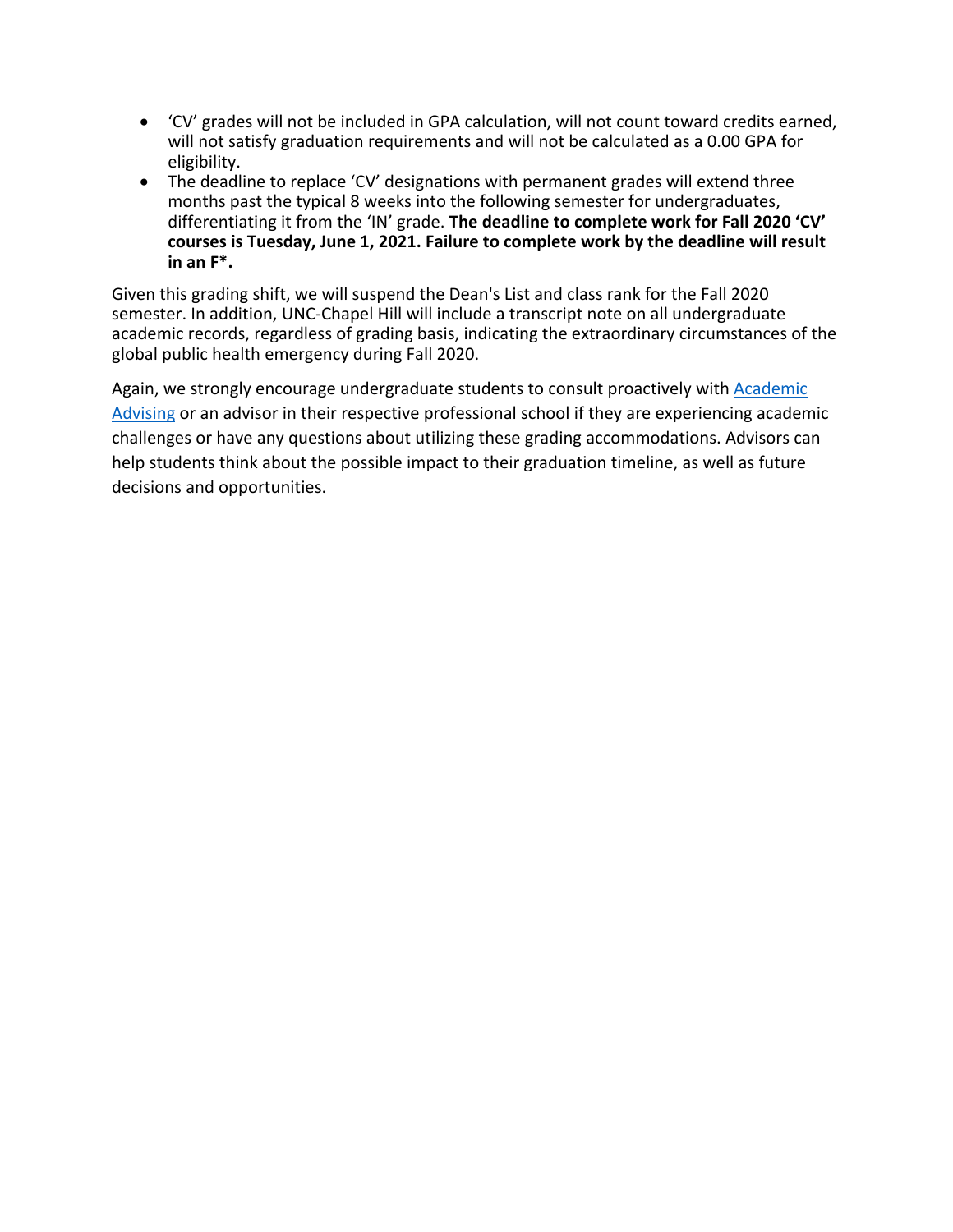- 'CV' grades will not be included in GPA calculation, will not count toward credits earned, will not satisfy graduation requirements and will not be calculated as a 0.00 GPA for eligibility.
- The deadline to replace 'CV' designations with permanent grades will extend three months past the typical 8 weeks into the following semester for undergraduates, differentiating it from the 'IN' grade. **The deadline to complete work for Fall 2020 'CV' courses is Tuesday, June 1, 2021. Failure to complete work by the deadline will result in an F*.**

Given this grading shift, we will suspend the Dean's List and class rank for the Fall 2020 semester. In addition, UNC-Chapel Hill will include a transcript note on all undergraduate academic records, regardless of grading basis, indicating the extraordinary circumstances of the global public health emergency during Fall 2020.

Again, we strongly encourage undergraduate students to consult proactively with Academic Advising or an advisor in their respective professional school if they are experiencing academic challenges or have any questions about utilizing these grading accommodations. Advisors can help students think about the possible impact to their graduation timeline, as well as future decisions and opportunities.